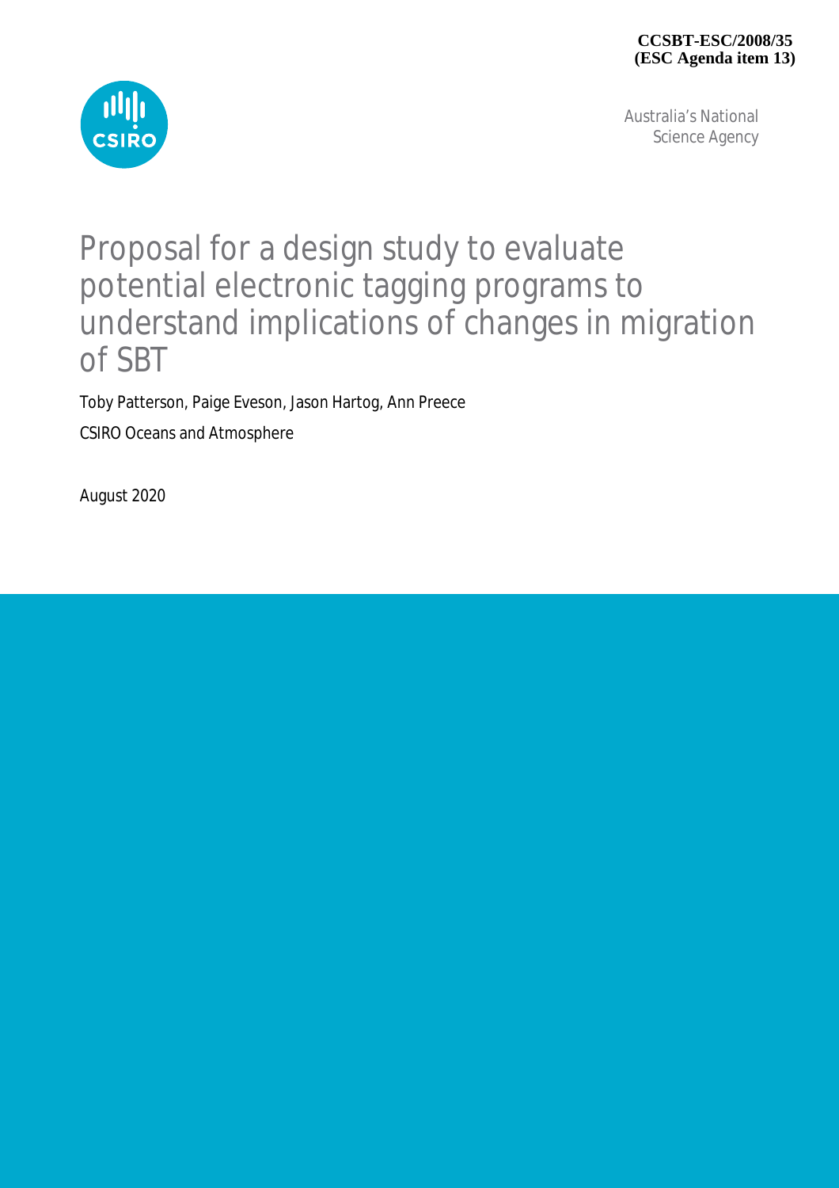**CCSBT-ESC/2008/35**
**(ESC Agenda item 13)**

Australia's National Science Agency

# Proposal for a design study to evaluate potential electronic tagging programs to understand implications of changes in migration of SBT

Toby Patterson, Paige Eveson, Jason Hartog, Ann Preece

CSIRO Oceans and Atmosphere

August 2020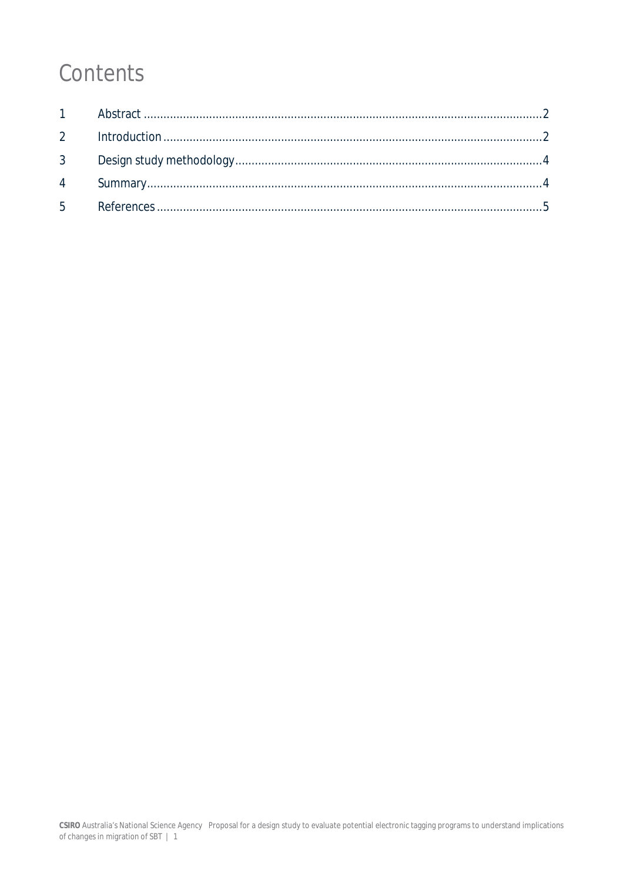# Contents

1 Abstract .......... 2

2 Introduction .......... 2

3 Design study methodology .......... 4

4 Summary .......... 4

5 References .......... 5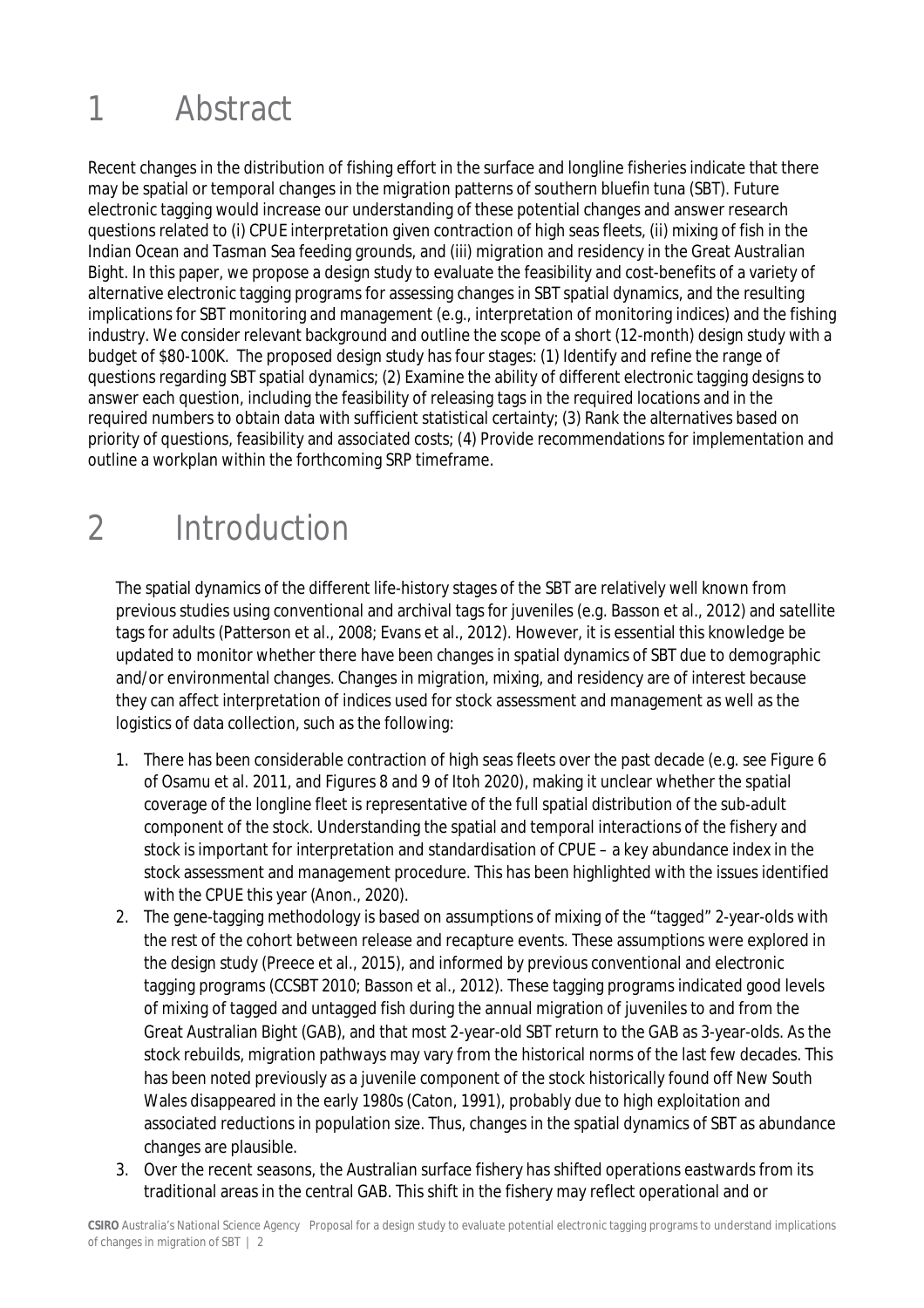# 1 Abstract

Recent changes in the distribution of fishing effort in the surface and longline fisheries indicate that there may be spatial or temporal changes in the migration patterns of southern bluefin tuna (SBT). Future electronic tagging would increase our understanding of these potential changes and answer research questions related to (i) CPUE interpretation given contraction of high seas fleets, (ii) mixing of fish in the Indian Ocean and Tasman Sea feeding grounds, and (iii) migration and residency in the Great Australian Bight. In this paper, we propose a design study to evaluate the feasibility and cost-benefits of a variety of alternative electronic tagging programs for assessing changes in SBT spatial dynamics, and the resulting implications for SBT monitoring and management (e.g., interpretation of monitoring indices) and the fishing industry. We consider relevant background and outline the scope of a short (12-month) design study with a budget of $80-100K. The proposed design study has four stages: (1) Identify and refine the range of questions regarding SBT spatial dynamics; (2) Examine the ability of different electronic tagging designs to answer each question, including the feasibility of releasing tags in the required locations and in the required numbers to obtain data with sufficient statistical certainty; (3) Rank the alternatives based on priority of questions, feasibility and associated costs; (4) Provide recommendations for implementation and outline a workplan within the forthcoming SRP timeframe.

# 2 Introduction

The spatial dynamics of the different life-history stages of the SBT are relatively well known from previous studies using conventional and archival tags for juveniles (e.g. Basson et al., 2012) and satellite tags for adults (Patterson et al., 2008; Evans et al., 2012). However, it is essential this knowledge be updated to monitor whether there have been changes in spatial dynamics of SBT due to demographic and/or environmental changes. Changes in migration, mixing, and residency are of interest because they can affect interpretation of indices used for stock assessment and management as well as the logistics of data collection, such as the following:

1. There has been considerable contraction of high seas fleets over the past decade (e.g. see Figure 6 of Osamu et al. 2011, and Figures 8 and 9 of Itoh 2020), making it unclear whether the spatial coverage of the longline fleet is representative of the full spatial distribution of the sub-adult component of the stock. Understanding the spatial and temporal interactions of the fishery and stock is important for interpretation and standardisation of CPUE – a key abundance index in the stock assessment and management procedure. This has been highlighted with the issues identified with the CPUE this year (Anon., 2020).
2. The gene-tagging methodology is based on assumptions of mixing of the "tagged" 2-year-olds with the rest of the cohort between release and recapture events. These assumptions were explored in the design study (Preece et al., 2015), and informed by previous conventional and electronic tagging programs (CCSBT 2010; Basson et al., 2012). These tagging programs indicated good levels of mixing of tagged and untagged fish during the annual migration of juveniles to and from the Great Australian Bight (GAB), and that most 2-year-old SBT return to the GAB as 3-year-olds. As the stock rebuilds, migration pathways may vary from the historical norms of the last few decades. This has been noted previously as a juvenile component of the stock historically found off New South Wales disappeared in the early 1980s (Caton, 1991), probably due to high exploitation and associated reductions in population size. Thus, changes in the spatial dynamics of SBT as abundance changes are plausible.
3. Over the recent seasons, the Australian surface fishery has shifted operations eastwards from its traditional areas in the central GAB. This shift in the fishery may reflect operational and or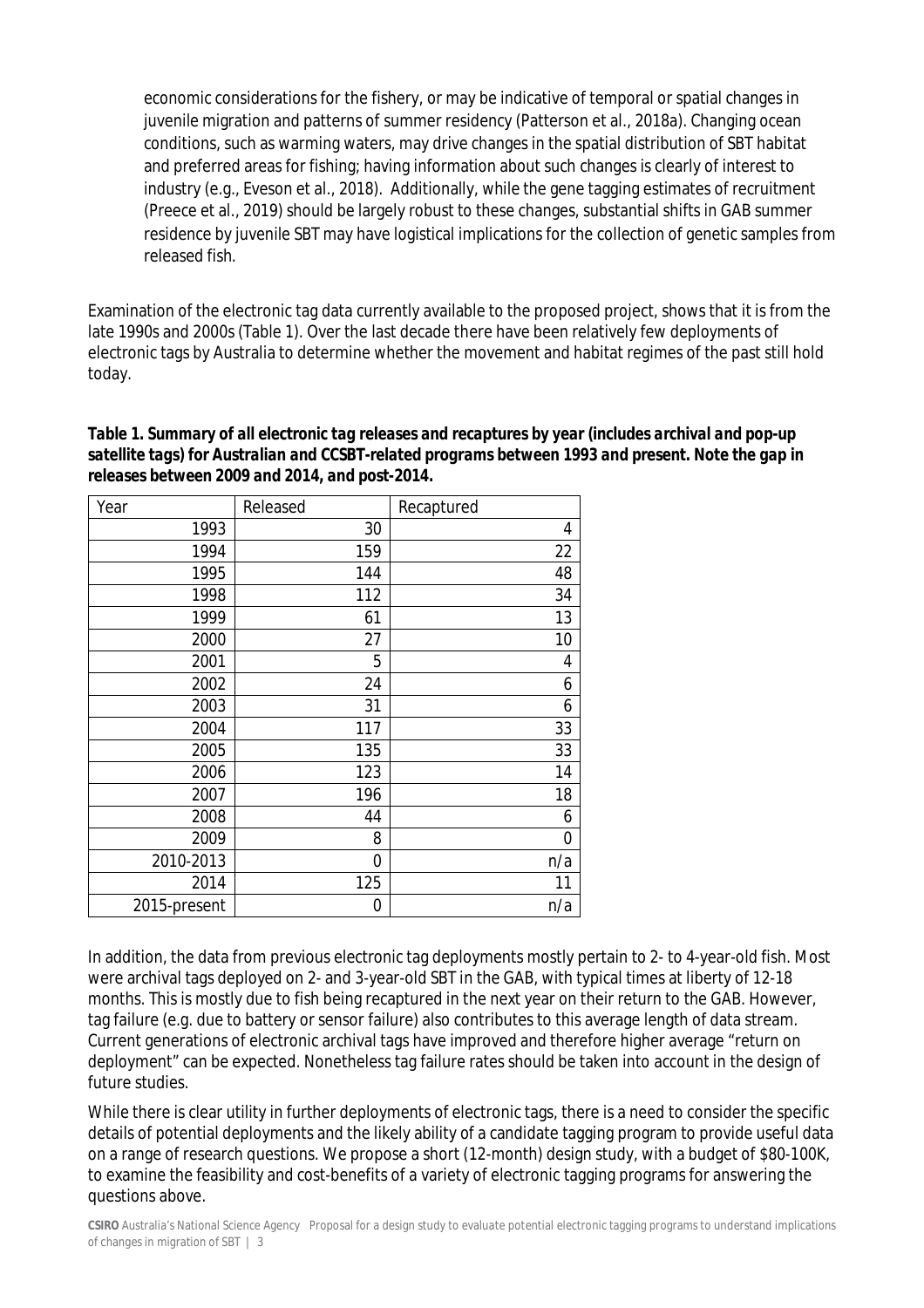economic considerations for the fishery, or may be indicative of temporal or spatial changes in juvenile migration and patterns of summer residency (Patterson et al., 2018a). Changing ocean conditions, such as warming waters, may drive changes in the spatial distribution of SBT habitat and preferred areas for fishing; having information about such changes is clearly of interest to industry (e.g., Eveson et al., 2018). Additionally, while the gene tagging estimates of recruitment (Preece et al., 2019) should be largely robust to these changes, substantial shifts in GAB summer residence by juvenile SBT may have logistical implications for the collection of genetic samples from released fish.

Examination of the electronic tag data currently available to the proposed project, shows that it is from the late 1990s and 2000s (Table 1). Over the last decade there have been relatively few deployments of electronic tags by Australia to determine whether the movement and habitat regimes of the past still hold today.

***Table 1. Summary of all electronic tag releases and recaptures by year (includes archival and pop-up satellite tags) for Australian and CCSBT-related programs between 1993 and present. Note the gap in releases between 2009 and 2014, and post-2014.***

| Year | Released | Recaptured |
|---:|---:|---:|
| 1993 | 30 | 4 |
| 1994 | 159 | 22 |
| 1995 | 144 | 48 |
| 1998 | 112 | 34 |
| 1999 | 61 | 13 |
| 2000 | 27 | 10 |
| 2001 | 5 | 4 |
| 2002 | 24 | 6 |
| 2003 | 31 | 6 |
| 2004 | 117 | 33 |
| 2005 | 135 | 33 |
| 2006 | 123 | 14 |
| 2007 | 196 | 18 |
| 2008 | 44 | 6 |
| 2009 | 8 | 0 |
| 2010-2013 | 0 | n/a |
| 2014 | 125 | 11 |
| 2015-present | 0 | n/a |

In addition, the data from previous electronic tag deployments mostly pertain to 2- to 4-year-old fish. Most were archival tags deployed on 2- and 3-year-old SBT in the GAB, with typical times at liberty of 12-18 months. This is mostly due to fish being recaptured in the next year on their return to the GAB. However, tag failure (e.g. due to battery or sensor failure) also contributes to this average length of data stream. Current generations of electronic archival tags have improved and therefore higher average "return on deployment" can be expected. Nonetheless tag failure rates should be taken into account in the design of future studies.

While there is clear utility in further deployments of electronic tags, there is a need to consider the specific details of potential deployments and the likely ability of a candidate tagging program to provide useful data on a range of research questions. We propose a short (12-month) design study, with a budget of $80-100K, to examine the feasibility and cost-benefits of a variety of electronic tagging programs for answering the questions above.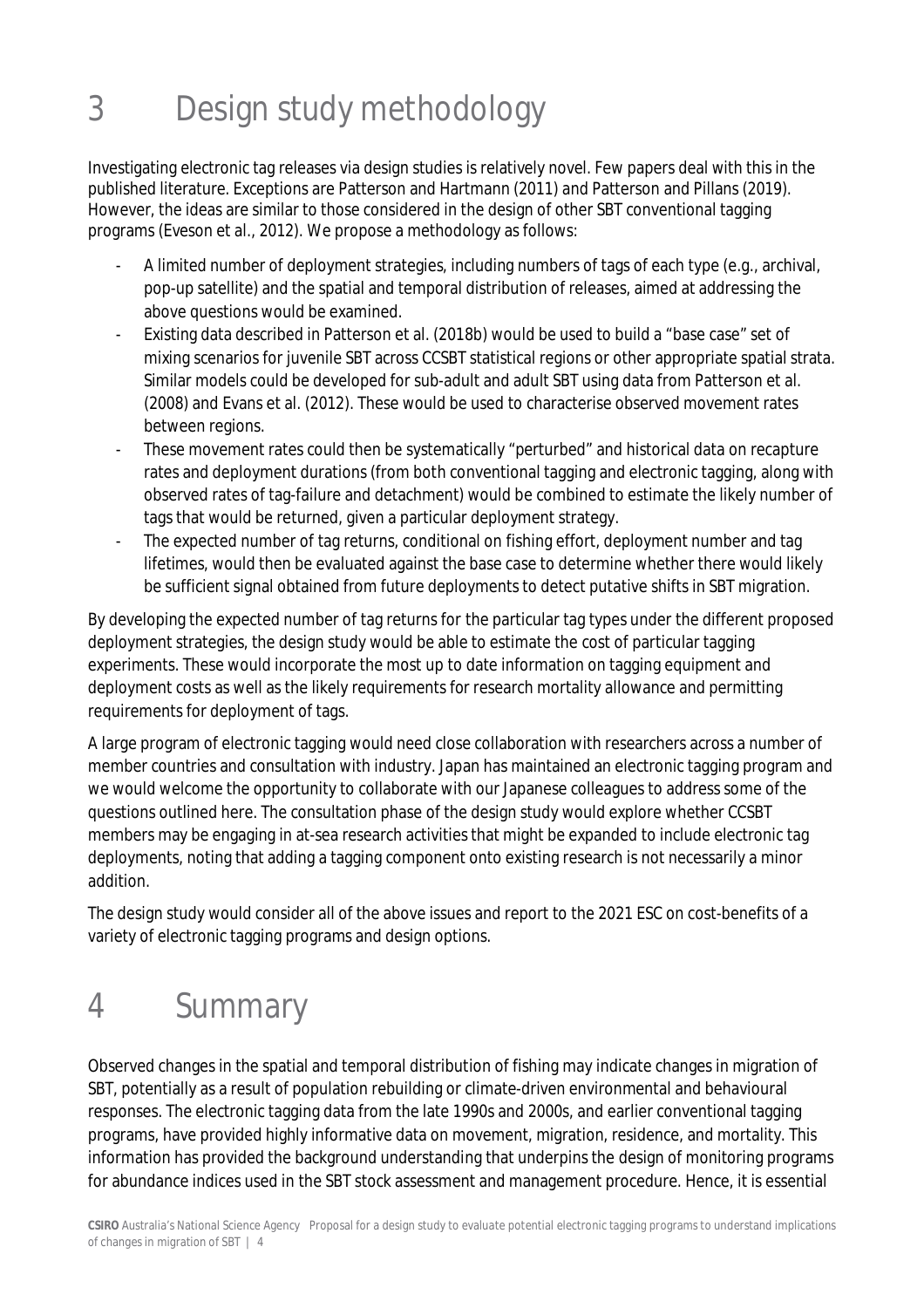# 3 Design study methodology

Investigating electronic tag releases via design studies is relatively novel. Few papers deal with this in the published literature. Exceptions are Patterson and Hartmann (2011) and Patterson and Pillans (2019). However, the ideas are similar to those considered in the design of other SBT conventional tagging programs (Eveson et al., 2012). We propose a methodology as follows:

- A limited number of deployment strategies, including numbers of tags of each type (e.g., archival, pop-up satellite) and the spatial and temporal distribution of releases, aimed at addressing the above questions would be examined.
- Existing data described in Patterson et al. (2018b) would be used to build a "base case" set of mixing scenarios for juvenile SBT across CCSBT statistical regions or other appropriate spatial strata. Similar models could be developed for sub-adult and adult SBT using data from Patterson et al. (2008) and Evans et al. (2012). These would be used to characterise observed movement rates between regions.
- These movement rates could then be systematically "perturbed" and historical data on recapture rates and deployment durations (from both conventional tagging and electronic tagging, along with observed rates of tag-failure and detachment) would be combined to estimate the likely number of tags that would be returned, given a particular deployment strategy.
- The expected number of tag returns, conditional on fishing effort, deployment number and tag lifetimes, would then be evaluated against the base case to determine whether there would likely be sufficient signal obtained from future deployments to detect putative shifts in SBT migration.

By developing the expected number of tag returns for the particular tag types under the different proposed deployment strategies, the design study would be able to estimate the cost of particular tagging experiments. These would incorporate the most up to date information on tagging equipment and deployment costs as well as the likely requirements for research mortality allowance and permitting requirements for deployment of tags.

A large program of electronic tagging would need close collaboration with researchers across a number of member countries and consultation with industry. Japan has maintained an electronic tagging program and we would welcome the opportunity to collaborate with our Japanese colleagues to address some of the questions outlined here. The consultation phase of the design study would explore whether CCSBT members may be engaging in at-sea research activities that might be expanded to include electronic tag deployments, noting that adding a tagging component onto existing research is not necessarily a minor addition.

The design study would consider all of the above issues and report to the 2021 ESC on cost-benefits of a variety of electronic tagging programs and design options.

# 4 Summary

Observed changes in the spatial and temporal distribution of fishing may indicate changes in migration of SBT, potentially as a result of population rebuilding or climate-driven environmental and behavioural responses. The electronic tagging data from the late 1990s and 2000s, and earlier conventional tagging programs, have provided highly informative data on movement, migration, residence, and mortality. This information has provided the background understanding that underpins the design of monitoring programs for abundance indices used in the SBT stock assessment and management procedure. Hence, it is essential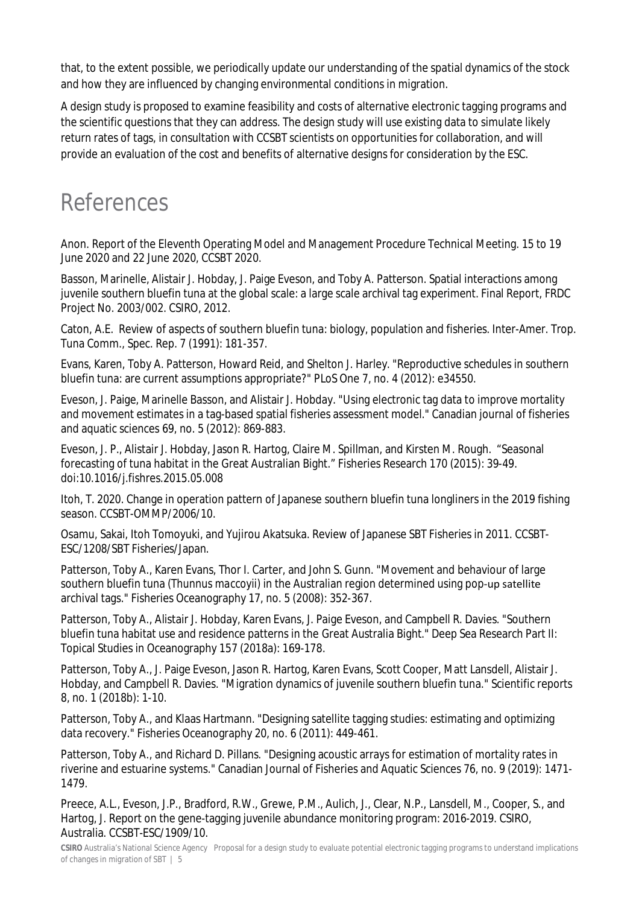that, to the extent possible, we periodically update our understanding of the spatial dynamics of the stock and how they are influenced by changing environmental conditions in migration.

A design study is proposed to examine feasibility and costs of alternative electronic tagging programs and the scientific questions that they can address. The design study will use existing data to simulate likely return rates of tags, in consultation with CCSBT scientists on opportunities for collaboration, and will provide an evaluation of the cost and benefits of alternative designs for consideration by the ESC.

# References

Anon. Report of the Eleventh Operating Model and Management Procedure Technical Meeting. 15 to 19 June 2020 and 22 June 2020, CCSBT 2020.

Basson, Marinelle, Alistair J. Hobday, J. Paige Eveson, and Toby A. Patterson. Spatial interactions among juvenile southern bluefin tuna at the global scale: a large scale archival tag experiment. Final Report, FRDC Project No. 2003/002. CSIRO, 2012.

Caton, A.E. Review of aspects of southern bluefin tuna: biology, population and fisheries. Inter-Amer. Trop. Tuna Comm., Spec. Rep. 7 (1991): 181-357.

Evans, Karen, Toby A. Patterson, Howard Reid, and Shelton J. Harley. "Reproductive schedules in southern bluefin tuna: are current assumptions appropriate?" PLoS One 7, no. 4 (2012): e34550.

Eveson, J. Paige, Marinelle Basson, and Alistair J. Hobday. "Using electronic tag data to improve mortality and movement estimates in a tag-based spatial fisheries assessment model." Canadian journal of fisheries and aquatic sciences 69, no. 5 (2012): 869-883.

Eveson, J. P., Alistair J. Hobday, Jason R. Hartog, Claire M. Spillman, and Kirsten M. Rough. "Seasonal forecasting of tuna habitat in the Great Australian Bight." Fisheries Research 170 (2015): 39-49. doi:10.1016/j.fishres.2015.05.008

Itoh, T. 2020. Change in operation pattern of Japanese southern bluefin tuna longliners in the 2019 fishing season. CCSBT-OMMP/2006/10.

Osamu, Sakai, Itoh Tomoyuki, and Yujirou Akatsuka. Review of Japanese SBT Fisheries in 2011. CCSBT-ESC/1208/SBT Fisheries/Japan.

Patterson, Toby A., Karen Evans, Thor I. Carter, and John S. Gunn. "Movement and behaviour of large southern bluefin tuna (Thunnus maccoyii) in the Australian region determined using pop-up satellite archival tags." Fisheries Oceanography 17, no. 5 (2008): 352-367.

Patterson, Toby A., Alistair J. Hobday, Karen Evans, J. Paige Eveson, and Campbell R. Davies. "Southern bluefin tuna habitat use and residence patterns in the Great Australia Bight." Deep Sea Research Part II: Topical Studies in Oceanography 157 (2018a): 169-178.

Patterson, Toby A., J. Paige Eveson, Jason R. Hartog, Karen Evans, Scott Cooper, Matt Lansdell, Alistair J. Hobday, and Campbell R. Davies. "Migration dynamics of juvenile southern bluefin tuna." Scientific reports 8, no. 1 (2018b): 1-10.

Patterson, Toby A., and Klaas Hartmann. "Designing satellite tagging studies: estimating and optimizing data recovery." Fisheries Oceanography 20, no. 6 (2011): 449-461.

Patterson, Toby A., and Richard D. Pillans. "Designing acoustic arrays for estimation of mortality rates in riverine and estuarine systems." Canadian Journal of Fisheries and Aquatic Sciences 76, no. 9 (2019): 1471-1479.

Preece, A.L., Eveson, J.P., Bradford, R.W., Grewe, P.M., Aulich, J., Clear, N.P., Lansdell, M., Cooper, S., and Hartog, J. Report on the gene-tagging juvenile abundance monitoring program: 2016-2019. CSIRO, Australia. CCSBT-ESC/1909/10.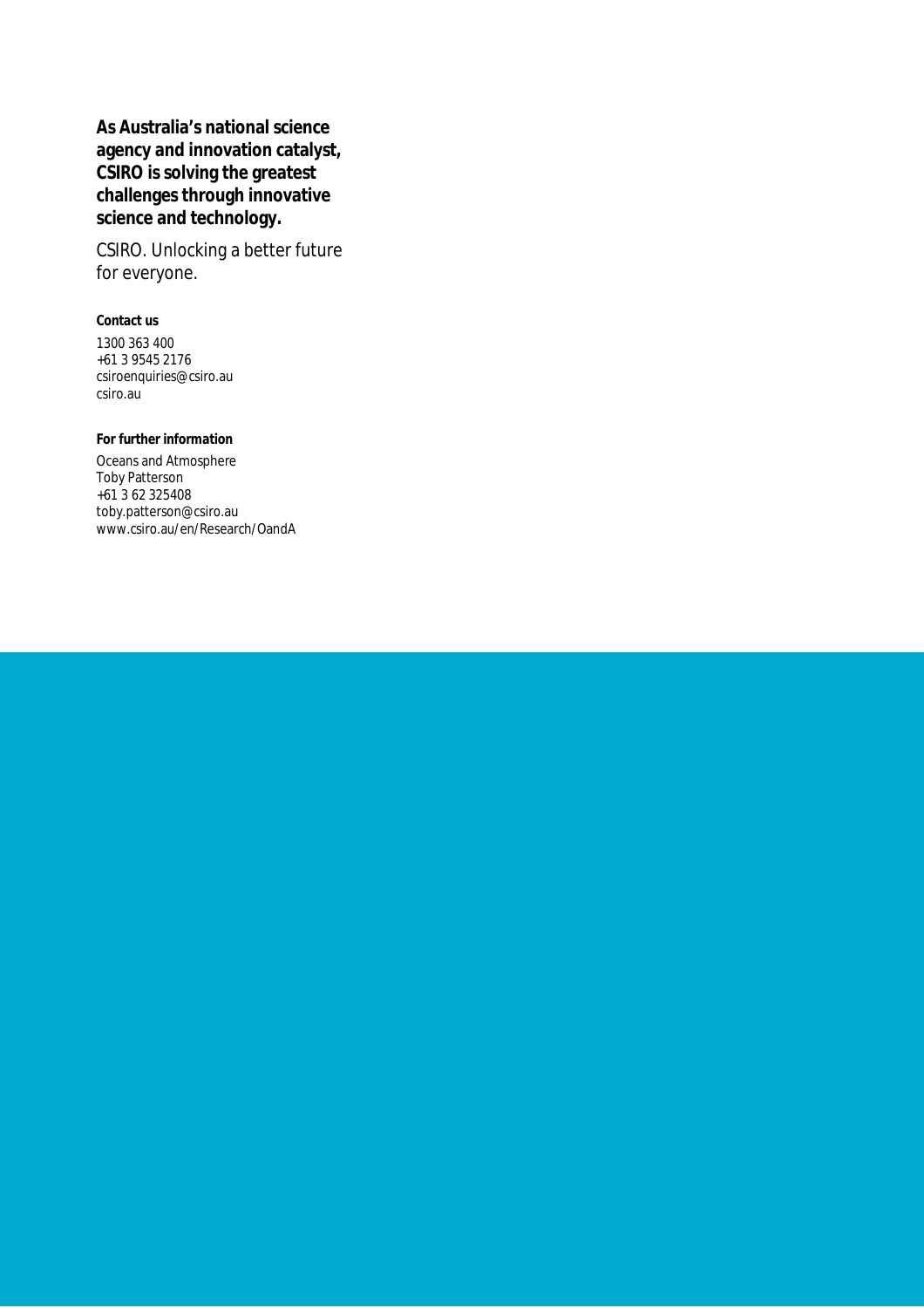**As Australia's national science agency and innovation catalyst, CSIRO is solving the greatest challenges through innovative science and technology.**

CSIRO. Unlocking a better future for everyone.

**Contact us**

1300 363 400
+61 3 9545 2176
csiroenquiries@csiro.au
csiro.au

**For further information**

Oceans and Atmosphere
Toby Patterson
+61 3 62 325408
toby.patterson@csiro.au
www.csiro.au/en/Research/OandA